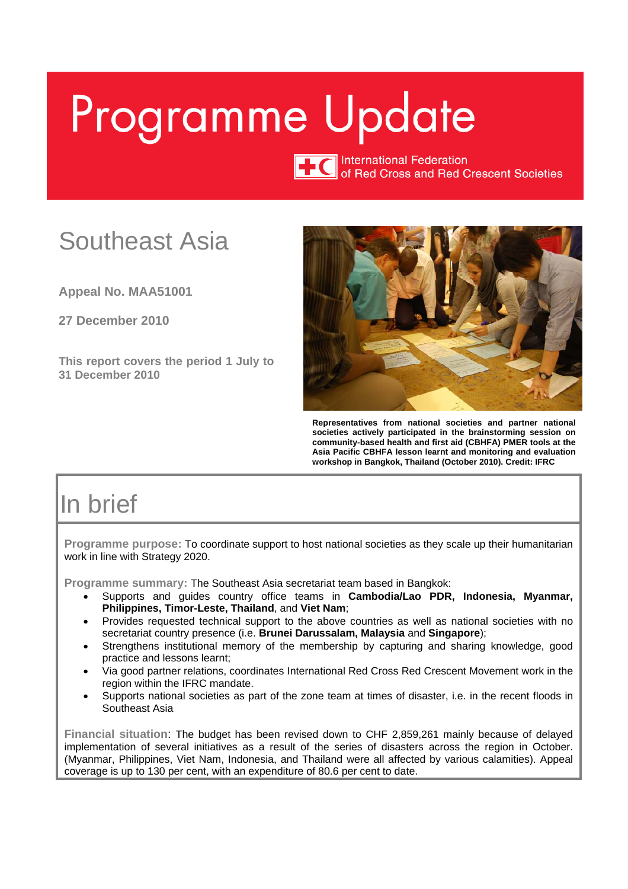# Programme Update

International Federation of Red Cross and Red Crescent Societies

## Southeast Asia

**Appeal No. MAA51001**

**27 December 2010**

**This report covers the period 1 July to 31 December 2010**

**Representatives from national societies and partner national societies actively participated in the brainstorming session on community-based health and first aid (CBHFA) PMER tools at the Asia Pacific CBHFA lesson learnt and monitoring and evaluation workshop in Bangkok, Thailand (October 2010). Credit: IFRC**

## In brief

**Programme purpose:** To coordinate support to host national societies as they scale up their humanitarian work in line with Strategy 2020.

**Programme summary:** The Southeast Asia secretariat team based in Bangkok:

- Supports and guides country office teams in **Cambodia/Lao PDR, Indonesia, Myanmar, Philippines, Timor-Leste, Thailand**, and **Viet Nam**;
- Provides requested technical support to the above countries as well as national societies with no secretariat country presence (i.e. **Brunei Darussalam, Malaysia** and **Singapore**);
- Strengthens institutional memory of the membership by capturing and sharing knowledge, good practice and lessons learnt;
- Via good partner relations, coordinates International Red Cross Red Crescent Movement work in the region within the IFRC mandate.
- Supports national societies as part of the zone team at times of disaster, i.e. in the recent floods in Southeast Asia

**Financial situation**: The budget has been revised down to CHF 2,859,261 mainly because of delayed implementation of several initiatives as a result of the series of disasters across the region in October. (Myanmar, Philippines, Viet Nam, Indonesia, and Thailand were all affected by various calamities). Appeal coverage is up to 130 per cent, with an expenditure of 80.6 per cent to date.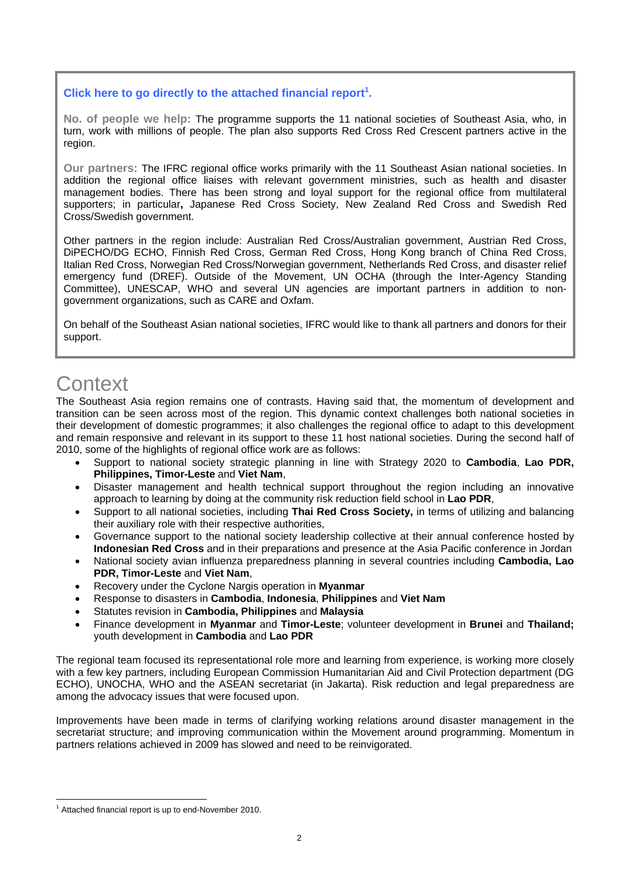**Click here to go directly to the attached financial report[1].**

**No. of people we help:** The programme supports the 11 national societies of Southeast Asia, who, in turn, work with millions of people. The plan also supports Red Cross Red Crescent partners active in the region.

**Our partners:** The IFRC regional office works primarily with the 11 Southeast Asian national societies. In addition the regional office liaises with relevant government ministries, such as health and disaster management bodies. There has been strong and loyal support for the regional office from multilateral supporters; in particular**,** Japanese Red Cross Society, New Zealand Red Cross and Swedish Red Cross/Swedish government.

Other partners in the region include: Australian Red Cross/Australian government, Austrian Red Cross, DiPECHO/DG ECHO, Finnish Red Cross, German Red Cross, Hong Kong branch of China Red Cross, Italian Red Cross, Norwegian Red Cross/Norwegian government, Netherlands Red Cross, and disaster relief emergency fund (DREF). Outside of the Movement, UN OCHA (through the Inter-Agency Standing Committee), UNESCAP, WHO and several UN agencies are important partners in addition to non-government organizations, such as CARE and Oxfam.

On behalf of the Southeast Asian national societies, IFRC would like to thank all partners and donors for their support.

# Context

The Southeast Asia region remains one of contrasts. Having said that, the momentum of development and transition can be seen across most of the region. This dynamic context challenges both national societies in their development of domestic programmes; it also challenges the regional office to adapt to this development and remain responsive and relevant in its support to these 11 host national societies. During the second half of 2010, some of the highlights of regional office work are as follows:

- Support to national society strategic planning in line with Strategy 2020 to **Cambodia**, **Lao PDR, Philippines, Timor-Leste** and **Viet Nam**,
- Disaster management and health technical support throughout the region including an innovative approach to learning by doing at the community risk reduction field school in **Lao PDR**,
- Support to all national societies, including **Thai Red Cross Society,** in terms of utilizing and balancing their auxiliary role with their respective authorities,
- Governance support to the national society leadership collective at their annual conference hosted by **Indonesian Red Cross** and in their preparations and presence at the Asia Pacific conference in Jordan
- National society avian influenza preparedness planning in several countries including **Cambodia, Lao PDR, Timor-Leste** and **Viet Nam**,
- Recovery under the Cyclone Nargis operation in **Myanmar**
- Response to disasters in **Cambodia**, **Indonesia**, **Philippines** and **Viet Nam**
- Statutes revision in **Cambodia, Philippines** and **Malaysia**
- Finance development in **Myanmar** and **Timor-Leste**; volunteer development in **Brunei** and **Thailand;** youth development in **Cambodia** and **Lao PDR**

The regional team focused its representational role more and learning from experience, is working more closely with a few key partners, including European Commission Humanitarian Aid and Civil Protection department (DG ECHO), UNOCHA, WHO and the ASEAN secretariat (in Jakarta). Risk reduction and legal preparedness are among the advocacy issues that were focused upon.

Improvements have been made in terms of clarifying working relations around disaster management in the secretariat structure; and improving communication within the Movement around programming. Momentum in partners relations achieved in 2009 has slowed and need to be reinvigorated.

[1] Attached financial report is up to end-November 2010.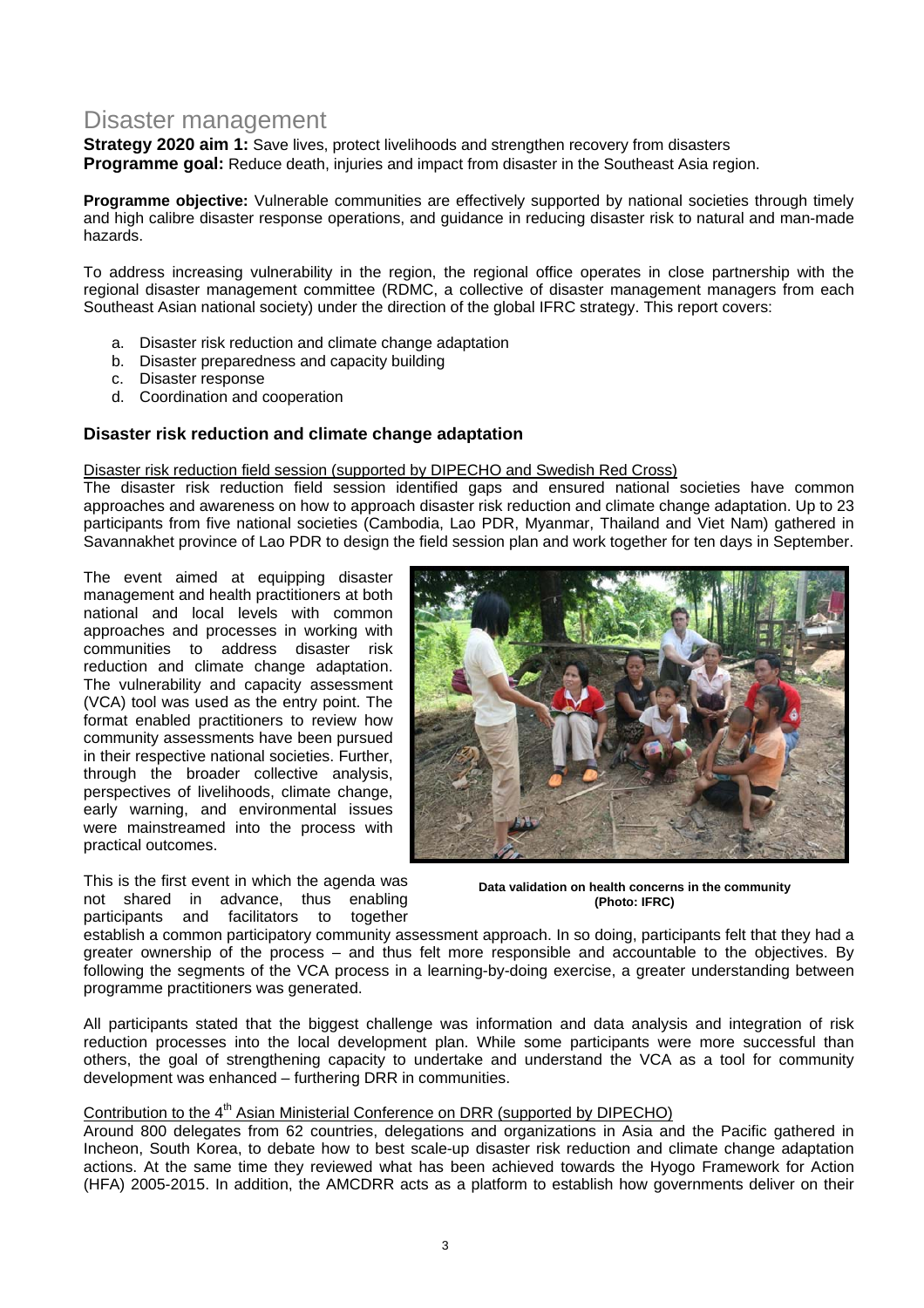## Disaster management

**Strategy 2020 aim 1:** Save lives, protect livelihoods and strengthen recovery from disasters
**Programme goal:** Reduce death, injuries and impact from disaster in the Southeast Asia region.

**Programme objective:** Vulnerable communities are effectively supported by national societies through timely and high calibre disaster response operations, and guidance in reducing disaster risk to natural and man-made hazards.

To address increasing vulnerability in the region, the regional office operates in close partnership with the regional disaster management committee (RDMC, a collective of disaster management managers from each Southeast Asian national society) under the direction of the global IFRC strategy. This report covers:

a. Disaster risk reduction and climate change adaptation
b. Disaster preparedness and capacity building
c. Disaster response
d. Coordination and cooperation

### Disaster risk reduction and climate change adaptation

Disaster risk reduction field session (supported by DIPECHO and Swedish Red Cross)

The disaster risk reduction field session identified gaps and ensured national societies have common approaches and awareness on how to approach disaster risk reduction and climate change adaptation. Up to 23 participants from five national societies (Cambodia, Lao PDR, Myanmar, Thailand and Viet Nam) gathered in Savannakhet province of Lao PDR to design the field session plan and work together for ten days in September.

The event aimed at equipping disaster management and health practitioners at both national and local levels with common approaches and processes in working with communities to address disaster risk reduction and climate change adaptation. The vulnerability and capacity assessment (VCA) tool was used as the entry point. The format enabled practitioners to review how community assessments have been pursued in their respective national societies. Further, through the broader collective analysis, perspectives of livelihoods, climate change, early warning, and environmental issues were mainstreamed into the process with practical outcomes.

**Data validation on health concerns in the community (Photo: IFRC)**

This is the first event in which the agenda was not shared in advance, thus enabling participants and facilitators to together establish a common participatory community assessment approach. In so doing, participants felt that they had a greater ownership of the process – and thus felt more responsible and accountable to the objectives. By following the segments of the VCA process in a learning-by-doing exercise, a greater understanding between programme practitioners was generated.

All participants stated that the biggest challenge was information and data analysis and integration of risk reduction processes into the local development plan. While some participants were more successful than others, the goal of strengthening capacity to undertake and understand the VCA as a tool for community development was enhanced – furthering DRR in communities.

Contribution to the 4th Asian Ministerial Conference on DRR (supported by DIPECHO)

Around 800 delegates from 62 countries, delegations and organizations in Asia and the Pacific gathered in Incheon, South Korea, to debate how to best scale-up disaster risk reduction and climate change adaptation actions. At the same time they reviewed what has been achieved towards the Hyogo Framework for Action (HFA) 2005-2015. In addition, the AMCDRR acts as a platform to establish how governments deliver on their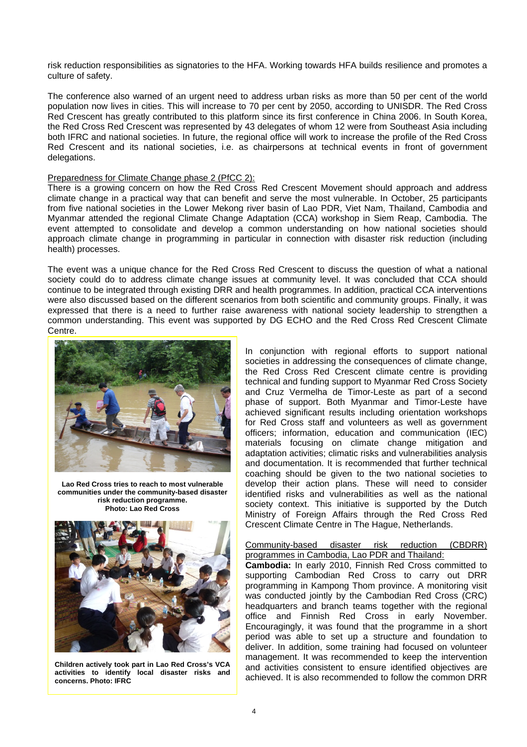risk reduction responsibilities as signatories to the HFA. Working towards HFA builds resilience and promotes a culture of safety.

The conference also warned of an urgent need to address urban risks as more than 50 per cent of the world population now lives in cities. This will increase to 70 per cent by 2050, according to UNISDR. The Red Cross Red Crescent has greatly contributed to this platform since its first conference in China 2006. In South Korea, the Red Cross Red Crescent was represented by 43 delegates of whom 12 were from Southeast Asia including both IFRC and national societies. In future, the regional office will work to increase the profile of the Red Cross Red Crescent and its national societies, i.e. as chairpersons at technical events in front of government delegations.

Preparedness for Climate Change phase 2 (PfCC 2):

There is a growing concern on how the Red Cross Red Crescent Movement should approach and address climate change in a practical way that can benefit and serve the most vulnerable. In October, 25 participants from five national societies in the Lower Mekong river basin of Lao PDR, Viet Nam, Thailand, Cambodia and Myanmar attended the regional Climate Change Adaptation (CCA) workshop in Siem Reap, Cambodia. The event attempted to consolidate and develop a common understanding on how national societies should approach climate change in programming in particular in connection with disaster risk reduction (including health) processes.

The event was a unique chance for the Red Cross Red Crescent to discuss the question of what a national society could do to address climate change issues at community level. It was concluded that CCA should continue to be integrated through existing DRR and health programmes. In addition, practical CCA interventions were also discussed based on the different scenarios from both scientific and community groups. Finally, it was expressed that there is a need to further raise awareness with national society leadership to strengthen a common understanding. This event was supported by DG ECHO and the Red Cross Red Crescent Climate Centre.

**Lao Red Cross tries to reach to most vulnerable communities under the community-based disaster risk reduction programme. Photo: Lao Red Cross**

**Children actively took part in Lao Red Cross's VCA activities to identify local disaster risks and concerns. Photo: IFRC**

In conjunction with regional efforts to support national societies in addressing the consequences of climate change, the Red Cross Red Crescent climate centre is providing technical and funding support to Myanmar Red Cross Society and Cruz Vermelha de Timor-Leste as part of a second phase of support. Both Myanmar and Timor-Leste have achieved significant results including orientation workshops for Red Cross staff and volunteers as well as government officers; information, education and communication (IEC) materials focusing on climate change mitigation and adaptation activities; climatic risks and vulnerabilities analysis and documentation. It is recommended that further technical coaching should be given to the two national societies to develop their action plans. These will need to consider identified risks and vulnerabilities as well as the national society context. This initiative is supported by the Dutch Ministry of Foreign Affairs through the Red Cross Red Crescent Climate Centre in The Hague, Netherlands.

Community-based disaster risk reduction (CBDRR) programmes in Cambodia, Lao PDR and Thailand:

**Cambodia:** In early 2010, Finnish Red Cross committed to supporting Cambodian Red Cross to carry out DRR programming in Kampong Thom province. A monitoring visit was conducted jointly by the Cambodian Red Cross (CRC) headquarters and branch teams together with the regional office and Finnish Red Cross in early November. Encouragingly, it was found that the programme in a short period was able to set up a structure and foundation to deliver. In addition, some training had focused on volunteer management. It was recommended to keep the intervention and activities consistent to ensure identified objectives are achieved. It is also recommended to follow the common DRR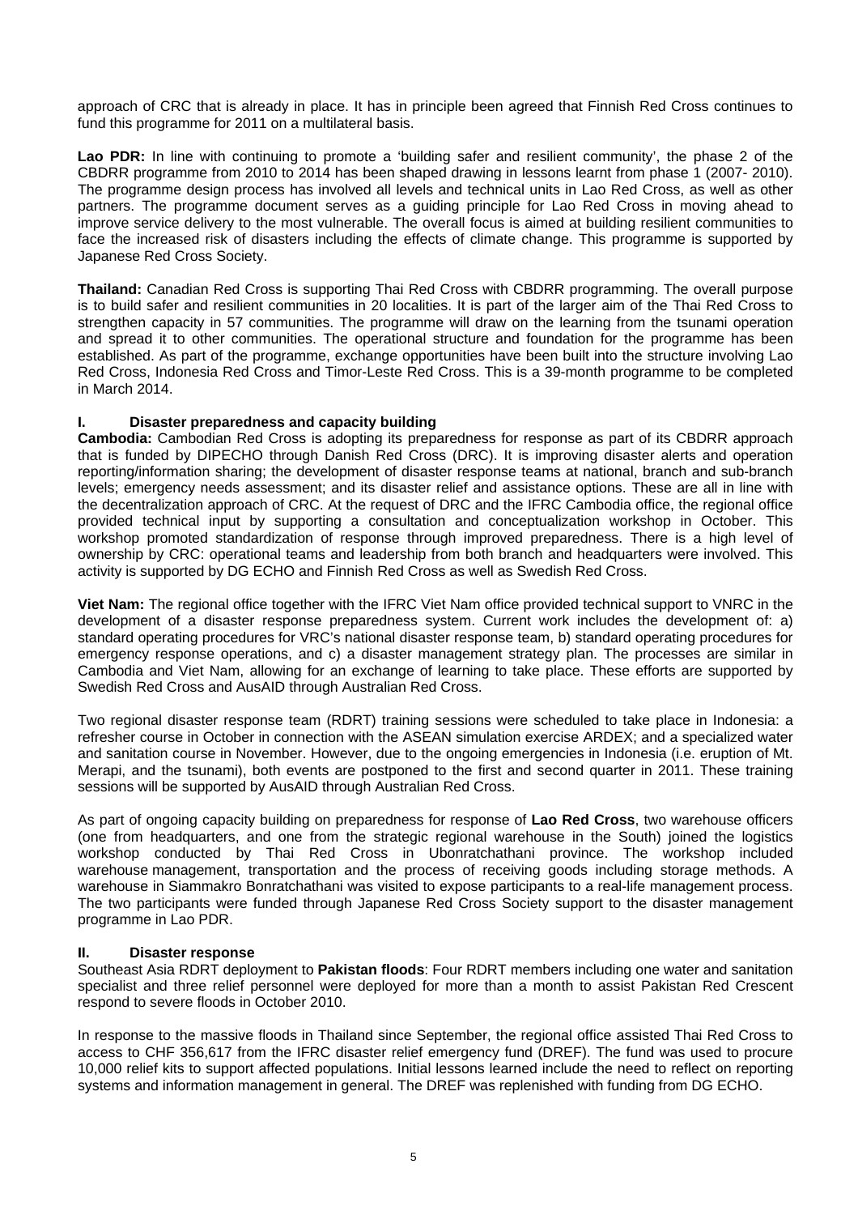approach of CRC that is already in place. It has in principle been agreed that Finnish Red Cross continues to fund this programme for 2011 on a multilateral basis.

**Lao PDR:** In line with continuing to promote a 'building safer and resilient community', the phase 2 of the CBDRR programme from 2010 to 2014 has been shaped drawing in lessons learnt from phase 1 (2007- 2010). The programme design process has involved all levels and technical units in Lao Red Cross, as well as other partners. The programme document serves as a guiding principle for Lao Red Cross in moving ahead to improve service delivery to the most vulnerable. The overall focus is aimed at building resilient communities to face the increased risk of disasters including the effects of climate change. This programme is supported by Japanese Red Cross Society.

**Thailand:** Canadian Red Cross is supporting Thai Red Cross with CBDRR programming. The overall purpose is to build safer and resilient communities in 20 localities. It is part of the larger aim of the Thai Red Cross to strengthen capacity in 57 communities. The programme will draw on the learning from the tsunami operation and spread it to other communities. The operational structure and foundation for the programme has been established. As part of the programme, exchange opportunities have been built into the structure involving Lao Red Cross, Indonesia Red Cross and Timor-Leste Red Cross. This is a 39-month programme to be completed in March 2014.

### I. Disaster preparedness and capacity building

**Cambodia:** Cambodian Red Cross is adopting its preparedness for response as part of its CBDRR approach that is funded by DIPECHO through Danish Red Cross (DRC). It is improving disaster alerts and operation reporting/information sharing; the development of disaster response teams at national, branch and sub-branch levels; emergency needs assessment; and its disaster relief and assistance options. These are all in line with the decentralization approach of CRC. At the request of DRC and the IFRC Cambodia office, the regional office provided technical input by supporting a consultation and conceptualization workshop in October. This workshop promoted standardization of response through improved preparedness. There is a high level of ownership by CRC: operational teams and leadership from both branch and headquarters were involved. This activity is supported by DG ECHO and Finnish Red Cross as well as Swedish Red Cross.

**Viet Nam:** The regional office together with the IFRC Viet Nam office provided technical support to VNRC in the development of a disaster response preparedness system. Current work includes the development of: a) standard operating procedures for VRC's national disaster response team, b) standard operating procedures for emergency response operations, and c) a disaster management strategy plan. The processes are similar in Cambodia and Viet Nam, allowing for an exchange of learning to take place. These efforts are supported by Swedish Red Cross and AusAID through Australian Red Cross.

Two regional disaster response team (RDRT) training sessions were scheduled to take place in Indonesia: a refresher course in October in connection with the ASEAN simulation exercise ARDEX; and a specialized water and sanitation course in November. However, due to the ongoing emergencies in Indonesia (i.e. eruption of Mt. Merapi, and the tsunami), both events are postponed to the first and second quarter in 2011. These training sessions will be supported by AusAID through Australian Red Cross.

As part of ongoing capacity building on preparedness for response of **Lao Red Cross**, two warehouse officers (one from headquarters, and one from the strategic regional warehouse in the South) joined the logistics workshop conducted by Thai Red Cross in Ubonratchathani province. The workshop included warehouse management, transportation and the process of receiving goods including storage methods. A warehouse in Siammakro Bonratchathani was visited to expose participants to a real-life management process. The two participants were funded through Japanese Red Cross Society support to the disaster management programme in Lao PDR.

### II. Disaster response

Southeast Asia RDRT deployment to **Pakistan floods**: Four RDRT members including one water and sanitation specialist and three relief personnel were deployed for more than a month to assist Pakistan Red Crescent respond to severe floods in October 2010.

In response to the massive floods in Thailand since September, the regional office assisted Thai Red Cross to access to CHF 356,617 from the IFRC disaster relief emergency fund (DREF). The fund was used to procure 10,000 relief kits to support affected populations. Initial lessons learned include the need to reflect on reporting systems and information management in general. The DREF was replenished with funding from DG ECHO.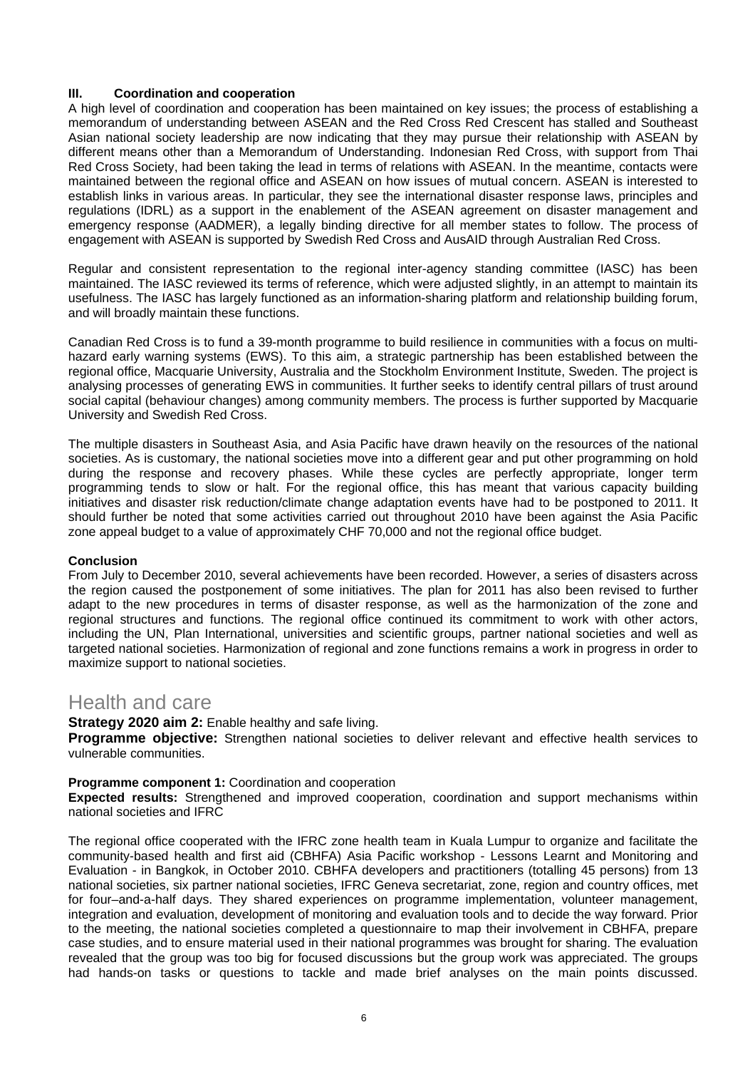### III. Coordination and cooperation

A high level of coordination and cooperation has been maintained on key issues; the process of establishing a memorandum of understanding between ASEAN and the Red Cross Red Crescent has stalled and Southeast Asian national society leadership are now indicating that they may pursue their relationship with ASEAN by different means other than a Memorandum of Understanding. Indonesian Red Cross, with support from Thai Red Cross Society, had been taking the lead in terms of relations with ASEAN. In the meantime, contacts were maintained between the regional office and ASEAN on how issues of mutual concern. ASEAN is interested to establish links in various areas. In particular, they see the international disaster response laws, principles and regulations (IDRL) as a support in the enablement of the ASEAN agreement on disaster management and emergency response (AADMER), a legally binding directive for all member states to follow. The process of engagement with ASEAN is supported by Swedish Red Cross and AusAID through Australian Red Cross.

Regular and consistent representation to the regional inter-agency standing committee (IASC) has been maintained. The IASC reviewed its terms of reference, which were adjusted slightly, in an attempt to maintain its usefulness. The IASC has largely functioned as an information-sharing platform and relationship building forum, and will broadly maintain these functions.

Canadian Red Cross is to fund a 39-month programme to build resilience in communities with a focus on multi-hazard early warning systems (EWS). To this aim, a strategic partnership has been established between the regional office, Macquarie University, Australia and the Stockholm Environment Institute, Sweden. The project is analysing processes of generating EWS in communities. It further seeks to identify central pillars of trust around social capital (behaviour changes) among community members. The process is further supported by Macquarie University and Swedish Red Cross.

The multiple disasters in Southeast Asia, and Asia Pacific have drawn heavily on the resources of the national societies. As is customary, the national societies move into a different gear and put other programming on hold during the response and recovery phases. While these cycles are perfectly appropriate, longer term programming tends to slow or halt. For the regional office, this has meant that various capacity building initiatives and disaster risk reduction/climate change adaptation events have had to be postponed to 2011. It should further be noted that some activities carried out throughout 2010 have been against the Asia Pacific zone appeal budget to a value of approximately CHF 70,000 and not the regional office budget.

**Conclusion**

From July to December 2010, several achievements have been recorded. However, a series of disasters across the region caused the postponement of some initiatives. The plan for 2011 has also been revised to further adapt to the new procedures in terms of disaster response, as well as the harmonization of the zone and regional structures and functions. The regional office continued its commitment to work with other actors, including the UN, Plan International, universities and scientific groups, partner national societies and well as targeted national societies. Harmonization of regional and zone functions remains a work in progress in order to maximize support to national societies.

## Health and care

**Strategy 2020 aim 2:** Enable healthy and safe living.

**Programme objective:** Strengthen national societies to deliver relevant and effective health services to vulnerable communities.

**Programme component 1:** Coordination and cooperation

**Expected results:** Strengthened and improved cooperation, coordination and support mechanisms within national societies and IFRC

The regional office cooperated with the IFRC zone health team in Kuala Lumpur to organize and facilitate the community-based health and first aid (CBHFA) Asia Pacific workshop - Lessons Learnt and Monitoring and Evaluation - in Bangkok, in October 2010. CBHFA developers and practitioners (totalling 45 persons) from 13 national societies, six partner national societies, IFRC Geneva secretariat, zone, region and country offices, met for four–and-a-half days. They shared experiences on programme implementation, volunteer management, integration and evaluation, development of monitoring and evaluation tools and to decide the way forward. Prior to the meeting, the national societies completed a questionnaire to map their involvement in CBHFA, prepare case studies, and to ensure material used in their national programmes was brought for sharing. The evaluation revealed that the group was too big for focused discussions but the group work was appreciated. The groups had hands-on tasks or questions to tackle and made brief analyses on the main points discussed.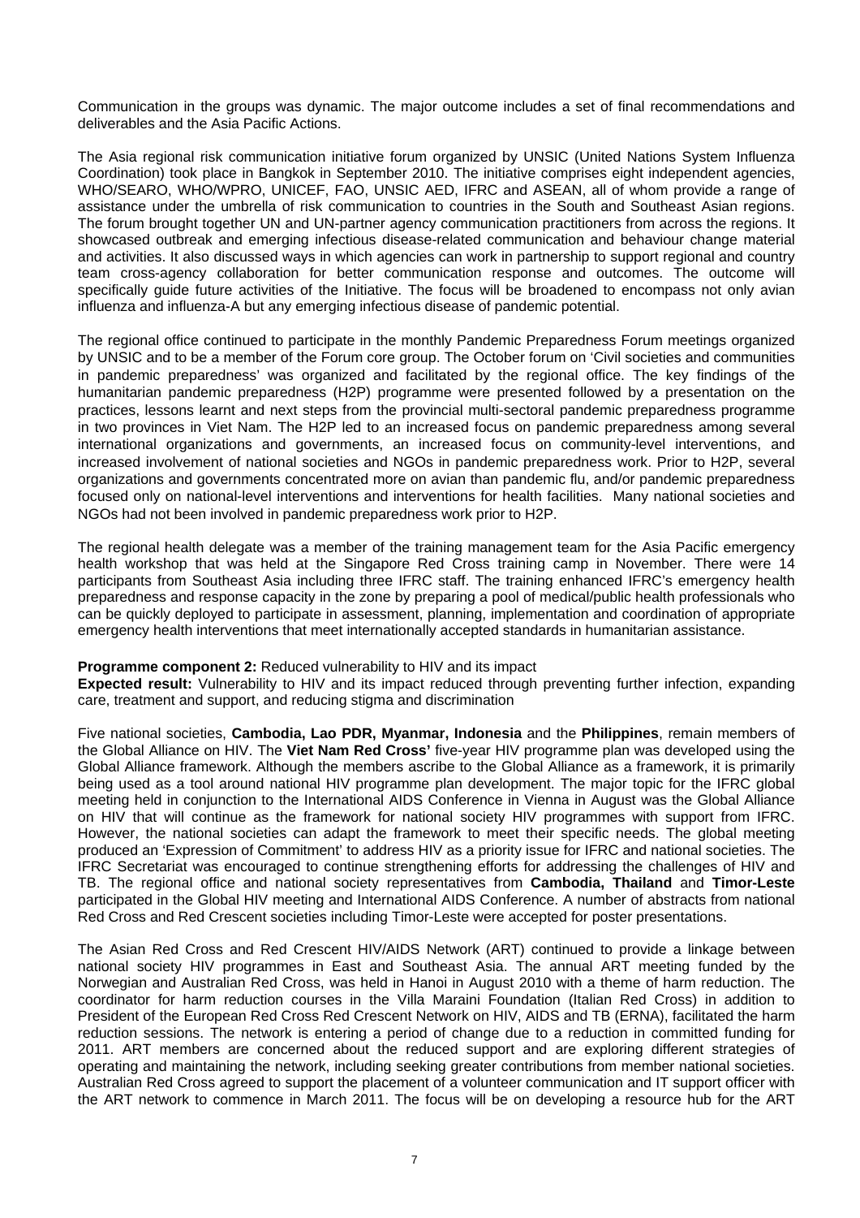Communication in the groups was dynamic. The major outcome includes a set of final recommendations and deliverables and the Asia Pacific Actions.

The Asia regional risk communication initiative forum organized by UNSIC (United Nations System Influenza Coordination) took place in Bangkok in September 2010. The initiative comprises eight independent agencies, WHO/SEARO, WHO/WPRO, UNICEF, FAO, UNSIC AED, IFRC and ASEAN, all of whom provide a range of assistance under the umbrella of risk communication to countries in the South and Southeast Asian regions. The forum brought together UN and UN-partner agency communication practitioners from across the regions. It showcased outbreak and emerging infectious disease-related communication and behaviour change material and activities. It also discussed ways in which agencies can work in partnership to support regional and country team cross-agency collaboration for better communication response and outcomes. The outcome will specifically guide future activities of the Initiative. The focus will be broadened to encompass not only avian influenza and influenza-A but any emerging infectious disease of pandemic potential.

The regional office continued to participate in the monthly Pandemic Preparedness Forum meetings organized by UNSIC and to be a member of the Forum core group. The October forum on 'Civil societies and communities in pandemic preparedness' was organized and facilitated by the regional office. The key findings of the humanitarian pandemic preparedness (H2P) programme were presented followed by a presentation on the practices, lessons learnt and next steps from the provincial multi-sectoral pandemic preparedness programme in two provinces in Viet Nam. The H2P led to an increased focus on pandemic preparedness among several international organizations and governments, an increased focus on community-level interventions, and increased involvement of national societies and NGOs in pandemic preparedness work. Prior to H2P, several organizations and governments concentrated more on avian than pandemic flu, and/or pandemic preparedness focused only on national-level interventions and interventions for health facilities. Many national societies and NGOs had not been involved in pandemic preparedness work prior to H2P.

The regional health delegate was a member of the training management team for the Asia Pacific emergency health workshop that was held at the Singapore Red Cross training camp in November. There were 14 participants from Southeast Asia including three IFRC staff. The training enhanced IFRC's emergency health preparedness and response capacity in the zone by preparing a pool of medical/public health professionals who can be quickly deployed to participate in assessment, planning, implementation and coordination of appropriate emergency health interventions that meet internationally accepted standards in humanitarian assistance.

**Programme component 2:** Reduced vulnerability to HIV and its impact
**Expected result:** Vulnerability to HIV and its impact reduced through preventing further infection, expanding care, treatment and support, and reducing stigma and discrimination

Five national societies, **Cambodia, Lao PDR, Myanmar, Indonesia** and the **Philippines**, remain members of the Global Alliance on HIV. The **Viet Nam Red Cross'** five-year HIV programme plan was developed using the Global Alliance framework. Although the members ascribe to the Global Alliance as a framework, it is primarily being used as a tool around national HIV programme plan development. The major topic for the IFRC global meeting held in conjunction to the International AIDS Conference in Vienna in August was the Global Alliance on HIV that will continue as the framework for national society HIV programmes with support from IFRC. However, the national societies can adapt the framework to meet their specific needs. The global meeting produced an 'Expression of Commitment' to address HIV as a priority issue for IFRC and national societies. The IFRC Secretariat was encouraged to continue strengthening efforts for addressing the challenges of HIV and TB. The regional office and national society representatives from **Cambodia, Thailand** and **Timor-Leste** participated in the Global HIV meeting and International AIDS Conference. A number of abstracts from national Red Cross and Red Crescent societies including Timor-Leste were accepted for poster presentations.

The Asian Red Cross and Red Crescent HIV/AIDS Network (ART) continued to provide a linkage between national society HIV programmes in East and Southeast Asia. The annual ART meeting funded by the Norwegian and Australian Red Cross, was held in Hanoi in August 2010 with a theme of harm reduction. The coordinator for harm reduction courses in the Villa Maraini Foundation (Italian Red Cross) in addition to President of the European Red Cross Red Crescent Network on HIV, AIDS and TB (ERNA), facilitated the harm reduction sessions. The network is entering a period of change due to a reduction in committed funding for 2011. ART members are concerned about the reduced support and are exploring different strategies of operating and maintaining the network, including seeking greater contributions from member national societies. Australian Red Cross agreed to support the placement of a volunteer communication and IT support officer with the ART network to commence in March 2011. The focus will be on developing a resource hub for the ART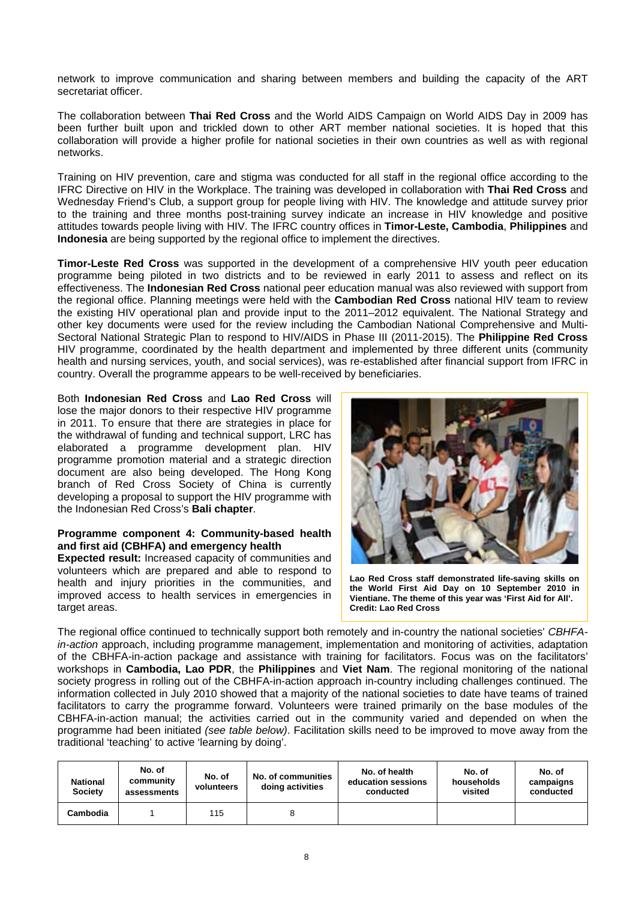network to improve communication and sharing between members and building the capacity of the ART secretariat officer.

The collaboration between **Thai Red Cross** and the World AIDS Campaign on World AIDS Day in 2009 has been further built upon and trickled down to other ART member national societies. It is hoped that this collaboration will provide a higher profile for national societies in their own countries as well as with regional networks.

Training on HIV prevention, care and stigma was conducted for all staff in the regional office according to the IFRC Directive on HIV in the Workplace. The training was developed in collaboration with **Thai Red Cross** and Wednesday Friend's Club, a support group for people living with HIV. The knowledge and attitude survey prior to the training and three months post-training survey indicate an increase in HIV knowledge and positive attitudes towards people living with HIV. The IFRC country offices in **Timor-Leste, Cambodia**, **Philippines** and **Indonesia** are being supported by the regional office to implement the directives.

**Timor-Leste Red Cross** was supported in the development of a comprehensive HIV youth peer education programme being piloted in two districts and to be reviewed in early 2011 to assess and reflect on its effectiveness. The **Indonesian Red Cross** national peer education manual was also reviewed with support from the regional office. Planning meetings were held with the **Cambodian Red Cross** national HIV team to review the existing HIV operational plan and provide input to the 2011–2012 equivalent. The National Strategy and other key documents were used for the review including the Cambodian National Comprehensive and Multi-Sectoral National Strategic Plan to respond to HIV/AIDS in Phase III (2011-2015). The **Philippine Red Cross** HIV programme, coordinated by the health department and implemented by three different units (community health and nursing services, youth, and social services), was re-established after financial support from IFRC in country. Overall the programme appears to be well-received by beneficiaries.

Both **Indonesian Red Cross** and **Lao Red Cross** will lose the major donors to their respective HIV programme in 2011. To ensure that there are strategies in place for the withdrawal of funding and technical support, LRC has elaborated a programme development plan. HIV programme promotion material and a strategic direction document are also being developed. The Hong Kong branch of Red Cross Society of China is currently developing a proposal to support the HIV programme with the Indonesian Red Cross's **Bali chapter**.

**Lao Red Cross staff demonstrated life-saving skills on the World First Aid Day on 10 September 2010 in Vientiane. The theme of this year was 'First Aid for All'. Credit: Lao Red Cross**

### Programme component 4: Community-based health and first aid (CBHFA) and emergency health

**Expected result:** Increased capacity of communities and volunteers which are prepared and able to respond to health and injury priorities in the communities, and improved access to health services in emergencies in target areas.

The regional office continued to technically support both remotely and in-country the national societies' *CBHFA-in-action* approach, including programme management, implementation and monitoring of activities, adaptation of the CBHFA-in-action package and assistance with training for facilitators. Focus was on the facilitators' workshops in **Cambodia, Lao PDR**, the **Philippines** and **Viet Nam**. The regional monitoring of the national society progress in rolling out of the CBHFA-in-action approach in-country including challenges continued. The information collected in July 2010 showed that a majority of the national societies to date have teams of trained facilitators to carry the programme forward. Volunteers were trained primarily on the base modules of the CBHFA-in-action manual; the activities carried out in the community varied and depended on when the programme had been initiated *(see table below)*. Facilitation skills need to be improved to move away from the traditional 'teaching' to active 'learning by doing'.

| National Society | No. of community assessments | No. of volunteers | No. of communities doing activities | No. of health education sessions conducted | No. of households visited | No. of campaigns conducted |
|---|---|---|---|---|---|---|
| Cambodia | 1 | 115 | 8 | | | |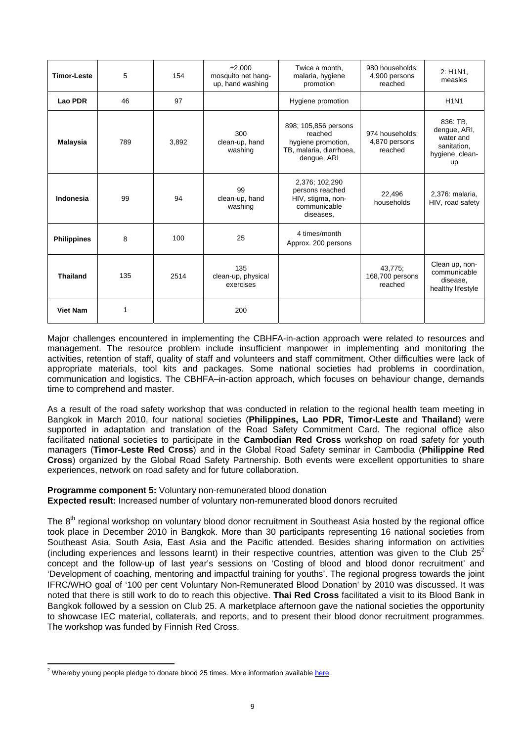| **Timor-Leste** | 5 | 154 | ±2,000 mosquito net hang-up, hand washing | Twice a month, malaria, hygiene promotion | 980 households; 4,900 persons reached | 2: H1N1, measles |
|---|---|---|---|---|---|---|
| **Lao PDR** | 46 | 97 | | Hygiene promotion | | H1N1 |
| **Malaysia** | 789 | 3,892 | 300 clean-up, hand washing | 898; 105,856 persons reached hygiene promotion, TB, malaria, diarrhoea, dengue, ARI | 974 households; 4,870 persons reached | 836: TB, dengue, ARI, water and sanitation, hygiene, clean-up |
| **Indonesia** | 99 | 94 | 99 clean-up, hand washing | 2,376; 102,290 persons reached HIV, stigma, non-communicable diseases, | 22,496 households | 2,376: malaria, HIV, road safety |
| **Philippines** | 8 | 100 | 25 | 4 times/month Approx. 200 persons | | |
| **Thailand** | 135 | 2514 | 135 clean-up, physical exercises | | 43,775; 168,700 persons reached | Clean up, non-communicable disease, healthy lifestyle |
| **Viet Nam** | 1 | | 200 | | | |

Major challenges encountered in implementing the CBHFA-in-action approach were related to resources and management. The resource problem include insufficient manpower in implementing and monitoring the activities, retention of staff, quality of staff and volunteers and staff commitment. Other difficulties were lack of appropriate materials, tool kits and packages. Some national societies had problems in coordination, communication and logistics. The CBHFA–in-action approach, which focuses on behaviour change, demands time to comprehend and master.

As a result of the road safety workshop that was conducted in relation to the regional health team meeting in Bangkok in March 2010, four national societies (**Philippines, Lao PDR, Timor-Leste** and **Thailand**) were supported in adaptation and translation of the Road Safety Commitment Card. The regional office also facilitated national societies to participate in the **Cambodian Red Cross** workshop on road safety for youth managers (**Timor-Leste Red Cross**) and in the Global Road Safety seminar in Cambodia (**Philippine Red Cross**) organized by the Global Road Safety Partnership. Both events were excellent opportunities to share experiences, network on road safety and for future collaboration.

**Programme component 5:** Voluntary non-remunerated blood donation
**Expected result:** Increased number of voluntary non-remunerated blood donors recruited

The 8th regional workshop on voluntary blood donor recruitment in Southeast Asia hosted by the regional office took place in December 2010 in Bangkok. More than 30 participants representing 16 national societies from Southeast Asia, South Asia, East Asia and the Pacific attended. Besides sharing information on activities (including experiences and lessons learnt) in their respective countries, attention was given to the Club 25[2] concept and the follow-up of last year's sessions on 'Costing of blood and blood donor recruitment' and 'Development of coaching, mentoring and impactful training for youths'. The regional progress towards the joint IFRC/WHO goal of '100 per cent Voluntary Non-Remunerated Blood Donation' by 2010 was discussed. It was noted that there is still work to do to reach this objective. **Thai Red Cross** facilitated a visit to its Blood Bank in Bangkok followed by a session on Club 25. A marketplace afternoon gave the national societies the opportunity to showcase IEC material, collaterals, and reports, and to present their blood donor recruitment programmes. The workshop was funded by Finnish Red Cross.

[2] Whereby young people pledge to donate blood 25 times. More information available here.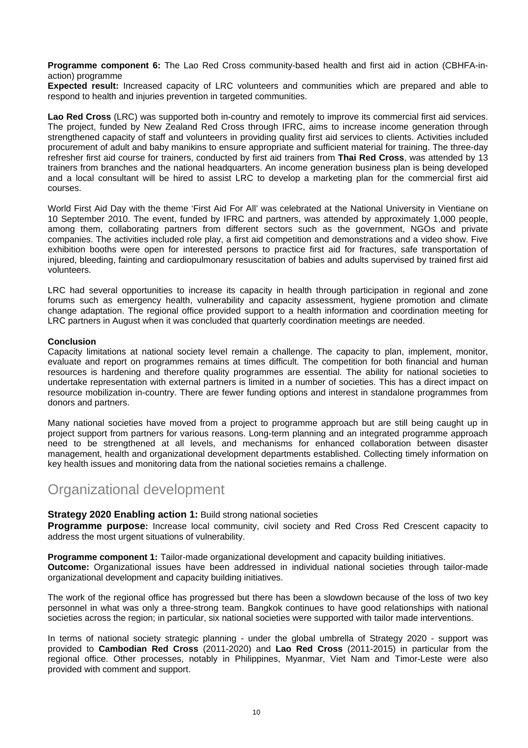**Programme component 6:** The Lao Red Cross community-based health and first aid in action (CBHFA-in-action) programme

**Expected result:** Increased capacity of LRC volunteers and communities which are prepared and able to respond to health and injuries prevention in targeted communities.

**Lao Red Cross** (LRC) was supported both in-country and remotely to improve its commercial first aid services. The project, funded by New Zealand Red Cross through IFRC, aims to increase income generation through strengthened capacity of staff and volunteers in providing quality first aid services to clients. Activities included procurement of adult and baby manikins to ensure appropriate and sufficient material for training. The three-day refresher first aid course for trainers, conducted by first aid trainers from **Thai Red Cross**, was attended by 13 trainers from branches and the national headquarters. An income generation business plan is being developed and a local consultant will be hired to assist LRC to develop a marketing plan for the commercial first aid courses.

World First Aid Day with the theme 'First Aid For All' was celebrated at the National University in Vientiane on 10 September 2010. The event, funded by IFRC and partners, was attended by approximately 1,000 people, among them, collaborating partners from different sectors such as the government, NGOs and private companies. The activities included role play, a first aid competition and demonstrations and a video show. Five exhibition booths were open for interested persons to practice first aid for fractures, safe transportation of injured, bleeding, fainting and cardiopulmonary resuscitation of babies and adults supervised by trained first aid volunteers.

LRC had several opportunities to increase its capacity in health through participation in regional and zone forums such as emergency health, vulnerability and capacity assessment, hygiene promotion and climate change adaptation. The regional office provided support to a health information and coordination meeting for LRC partners in August when it was concluded that quarterly coordination meetings are needed.

**Conclusion**

Capacity limitations at national society level remain a challenge. The capacity to plan, implement, monitor, evaluate and report on programmes remains at times difficult. The competition for both financial and human resources is hardening and therefore quality programmes are essential. The ability for national societies to undertake representation with external partners is limited in a number of societies. This has a direct impact on resource mobilization in-country. There are fewer funding options and interest in standalone programmes from donors and partners.

Many national societies have moved from a project to programme approach but are still being caught up in project support from partners for various reasons. Long-term planning and an integrated programme approach need to be strengthened at all levels, and mechanisms for enhanced collaboration between disaster management, health and organizational development departments established. Collecting timely information on key health issues and monitoring data from the national societies remains a challenge.

# Organizational development

**Strategy 2020 Enabling action 1:** Build strong national societies

**Programme purpose:** Increase local community, civil society and Red Cross Red Crescent capacity to address the most urgent situations of vulnerability.

**Programme component 1:** Tailor-made organizational development and capacity building initiatives.

**Outcome:** Organizational issues have been addressed in individual national societies through tailor-made organizational development and capacity building initiatives.

The work of the regional office has progressed but there has been a slowdown because of the loss of two key personnel in what was only a three-strong team. Bangkok continues to have good relationships with national societies across the region; in particular, six national societies were supported with tailor made interventions.

In terms of national society strategic planning - under the global umbrella of Strategy 2020 - support was provided to **Cambodian Red Cross** (2011-2020) and **Lao Red Cross** (2011-2015) in particular from the regional office. Other processes, notably in Philippines, Myanmar, Viet Nam and Timor-Leste were also provided with comment and support.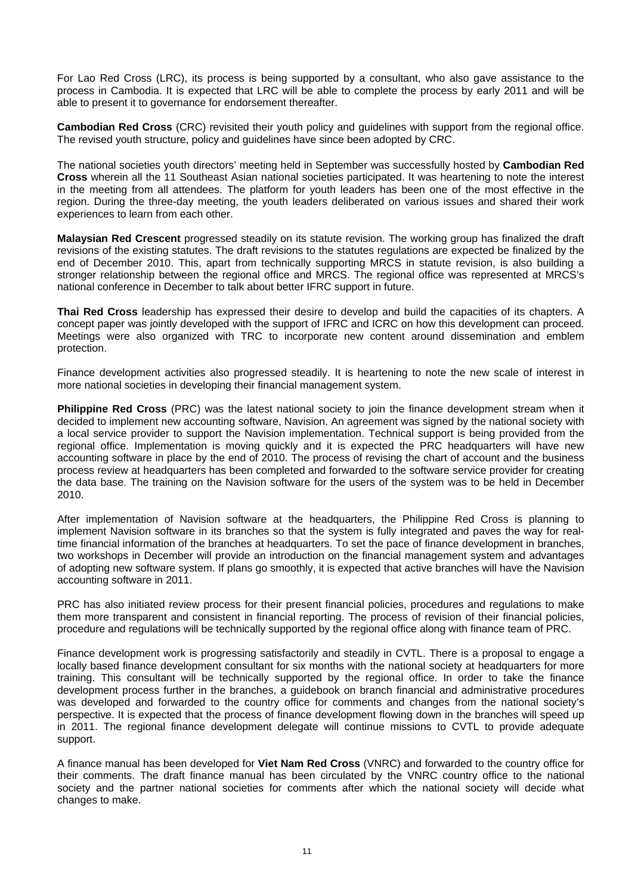For Lao Red Cross (LRC), its process is being supported by a consultant, who also gave assistance to the process in Cambodia. It is expected that LRC will be able to complete the process by early 2011 and will be able to present it to governance for endorsement thereafter.

**Cambodian Red Cross** (CRC) revisited their youth policy and guidelines with support from the regional office. The revised youth structure, policy and guidelines have since been adopted by CRC.

The national societies youth directors' meeting held in September was successfully hosted by **Cambodian Red Cross** wherein all the 11 Southeast Asian national societies participated. It was heartening to note the interest in the meeting from all attendees. The platform for youth leaders has been one of the most effective in the region. During the three-day meeting, the youth leaders deliberated on various issues and shared their work experiences to learn from each other.

**Malaysian Red Crescent** progressed steadily on its statute revision. The working group has finalized the draft revisions of the existing statutes. The draft revisions to the statutes regulations are expected be finalized by the end of December 2010. This, apart from technically supporting MRCS in statute revision, is also building a stronger relationship between the regional office and MRCS. The regional office was represented at MRCS's national conference in December to talk about better IFRC support in future.

**Thai Red Cross** leadership has expressed their desire to develop and build the capacities of its chapters. A concept paper was jointly developed with the support of IFRC and ICRC on how this development can proceed. Meetings were also organized with TRC to incorporate new content around dissemination and emblem protection.

Finance development activities also progressed steadily. It is heartening to note the new scale of interest in more national societies in developing their financial management system.

**Philippine Red Cross** (PRC) was the latest national society to join the finance development stream when it decided to implement new accounting software, Navision. An agreement was signed by the national society with a local service provider to support the Navision implementation. Technical support is being provided from the regional office. Implementation is moving quickly and it is expected the PRC headquarters will have new accounting software in place by the end of 2010. The process of revising the chart of account and the business process review at headquarters has been completed and forwarded to the software service provider for creating the data base. The training on the Navision software for the users of the system was to be held in December 2010.

After implementation of Navision software at the headquarters, the Philippine Red Cross is planning to implement Navision software in its branches so that the system is fully integrated and paves the way for real-time financial information of the branches at headquarters. To set the pace of finance development in branches, two workshops in December will provide an introduction on the financial management system and advantages of adopting new software system. If plans go smoothly, it is expected that active branches will have the Navision accounting software in 2011.

PRC has also initiated review process for their present financial policies, procedures and regulations to make them more transparent and consistent in financial reporting. The process of revision of their financial policies, procedure and regulations will be technically supported by the regional office along with finance team of PRC.

Finance development work is progressing satisfactorily and steadily in CVTL. There is a proposal to engage a locally based finance development consultant for six months with the national society at headquarters for more training. This consultant will be technically supported by the regional office. In order to take the finance development process further in the branches, a guidebook on branch financial and administrative procedures was developed and forwarded to the country office for comments and changes from the national society's perspective. It is expected that the process of finance development flowing down in the branches will speed up in 2011. The regional finance development delegate will continue missions to CVTL to provide adequate support.

A finance manual has been developed for **Viet Nam Red Cross** (VNRC) and forwarded to the country office for their comments. The draft finance manual has been circulated by the VNRC country office to the national society and the partner national societies for comments after which the national society will decide what changes to make.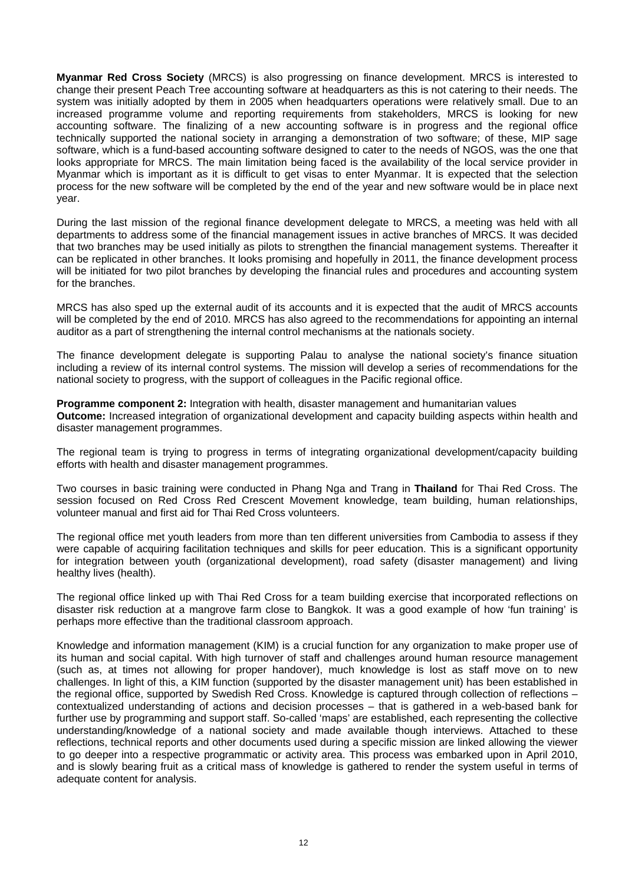**Myanmar Red Cross Society** (MRCS) is also progressing on finance development. MRCS is interested to change their present Peach Tree accounting software at headquarters as this is not catering to their needs. The system was initially adopted by them in 2005 when headquarters operations were relatively small. Due to an increased programme volume and reporting requirements from stakeholders, MRCS is looking for new accounting software. The finalizing of a new accounting software is in progress and the regional office technically supported the national society in arranging a demonstration of two software; of these, MIP sage software, which is a fund-based accounting software designed to cater to the needs of NGOS, was the one that looks appropriate for MRCS. The main limitation being faced is the availability of the local service provider in Myanmar which is important as it is difficult to get visas to enter Myanmar. It is expected that the selection process for the new software will be completed by the end of the year and new software would be in place next year.

During the last mission of the regional finance development delegate to MRCS, a meeting was held with all departments to address some of the financial management issues in active branches of MRCS. It was decided that two branches may be used initially as pilots to strengthen the financial management systems. Thereafter it can be replicated in other branches. It looks promising and hopefully in 2011, the finance development process will be initiated for two pilot branches by developing the financial rules and procedures and accounting system for the branches.

MRCS has also sped up the external audit of its accounts and it is expected that the audit of MRCS accounts will be completed by the end of 2010. MRCS has also agreed to the recommendations for appointing an internal auditor as a part of strengthening the internal control mechanisms at the nationals society.

The finance development delegate is supporting Palau to analyse the national society's finance situation including a review of its internal control systems. The mission will develop a series of recommendations for the national society to progress, with the support of colleagues in the Pacific regional office.

**Programme component 2:** Integration with health, disaster management and humanitarian values
**Outcome:** Increased integration of organizational development and capacity building aspects within health and disaster management programmes.

The regional team is trying to progress in terms of integrating organizational development/capacity building efforts with health and disaster management programmes.

Two courses in basic training were conducted in Phang Nga and Trang in **Thailand** for Thai Red Cross. The session focused on Red Cross Red Crescent Movement knowledge, team building, human relationships, volunteer manual and first aid for Thai Red Cross volunteers.

The regional office met youth leaders from more than ten different universities from Cambodia to assess if they were capable of acquiring facilitation techniques and skills for peer education. This is a significant opportunity for integration between youth (organizational development), road safety (disaster management) and living healthy lives (health).

The regional office linked up with Thai Red Cross for a team building exercise that incorporated reflections on disaster risk reduction at a mangrove farm close to Bangkok. It was a good example of how 'fun training' is perhaps more effective than the traditional classroom approach.

Knowledge and information management (KIM) is a crucial function for any organization to make proper use of its human and social capital. With high turnover of staff and challenges around human resource management (such as, at times not allowing for proper handover), much knowledge is lost as staff move on to new challenges. In light of this, a KIM function (supported by the disaster management unit) has been established in the regional office, supported by Swedish Red Cross. Knowledge is captured through collection of reflections – contextualized understanding of actions and decision processes – that is gathered in a web-based bank for further use by programming and support staff. So-called 'maps' are established, each representing the collective understanding/knowledge of a national society and made available though interviews. Attached to these reflections, technical reports and other documents used during a specific mission are linked allowing the viewer to go deeper into a respective programmatic or activity area. This process was embarked upon in April 2010, and is slowly bearing fruit as a critical mass of knowledge is gathered to render the system useful in terms of adequate content for analysis.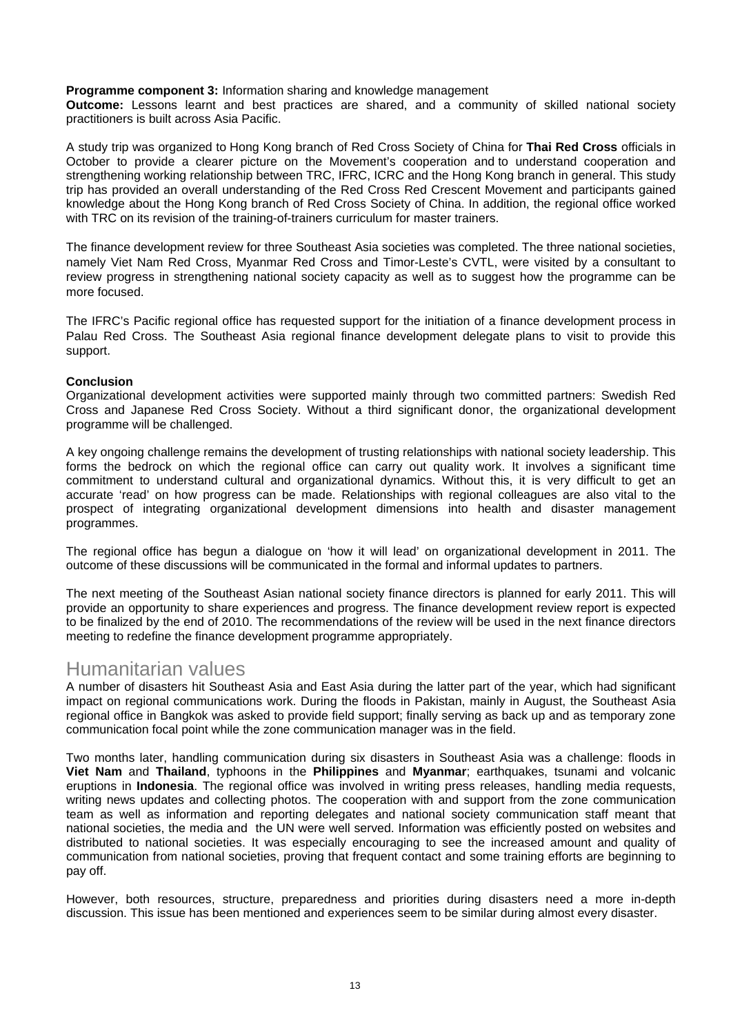**Programme component 3:** Information sharing and knowledge management

**Outcome:** Lessons learnt and best practices are shared, and a community of skilled national society practitioners is built across Asia Pacific.

A study trip was organized to Hong Kong branch of Red Cross Society of China for **Thai Red Cross** officials in October to provide a clearer picture on the Movement's cooperation and to understand cooperation and strengthening working relationship between TRC, IFRC, ICRC and the Hong Kong branch in general. This study trip has provided an overall understanding of the Red Cross Red Crescent Movement and participants gained knowledge about the Hong Kong branch of Red Cross Society of China. In addition, the regional office worked with TRC on its revision of the training-of-trainers curriculum for master trainers.

The finance development review for three Southeast Asia societies was completed. The three national societies, namely Viet Nam Red Cross, Myanmar Red Cross and Timor-Leste's CVTL, were visited by a consultant to review progress in strengthening national society capacity as well as to suggest how the programme can be more focused.

The IFRC's Pacific regional office has requested support for the initiation of a finance development process in Palau Red Cross. The Southeast Asia regional finance development delegate plans to visit to provide this support.

**Conclusion**

Organizational development activities were supported mainly through two committed partners: Swedish Red Cross and Japanese Red Cross Society. Without a third significant donor, the organizational development programme will be challenged.

A key ongoing challenge remains the development of trusting relationships with national society leadership. This forms the bedrock on which the regional office can carry out quality work. It involves a significant time commitment to understand cultural and organizational dynamics. Without this, it is very difficult to get an accurate 'read' on how progress can be made. Relationships with regional colleagues are also vital to the prospect of integrating organizational development dimensions into health and disaster management programmes.

The regional office has begun a dialogue on 'how it will lead' on organizational development in 2011. The outcome of these discussions will be communicated in the formal and informal updates to partners.

The next meeting of the Southeast Asian national society finance directors is planned for early 2011. This will provide an opportunity to share experiences and progress. The finance development review report is expected to be finalized by the end of 2010. The recommendations of the review will be used in the next finance directors meeting to redefine the finance development programme appropriately.

# Humanitarian values

A number of disasters hit Southeast Asia and East Asia during the latter part of the year, which had significant impact on regional communications work. During the floods in Pakistan, mainly in August, the Southeast Asia regional office in Bangkok was asked to provide field support; finally serving as back up and as temporary zone communication focal point while the zone communication manager was in the field.

Two months later, handling communication during six disasters in Southeast Asia was a challenge: floods in **Viet Nam** and **Thailand**, typhoons in the **Philippines** and **Myanmar**; earthquakes, tsunami and volcanic eruptions in **Indonesia**. The regional office was involved in writing press releases, handling media requests, writing news updates and collecting photos. The cooperation with and support from the zone communication team as well as information and reporting delegates and national society communication staff meant that national societies, the media and the UN were well served. Information was efficiently posted on websites and distributed to national societies. It was especially encouraging to see the increased amount and quality of communication from national societies, proving that frequent contact and some training efforts are beginning to pay off.

However, both resources, structure, preparedness and priorities during disasters need a more in-depth discussion. This issue has been mentioned and experiences seem to be similar during almost every disaster.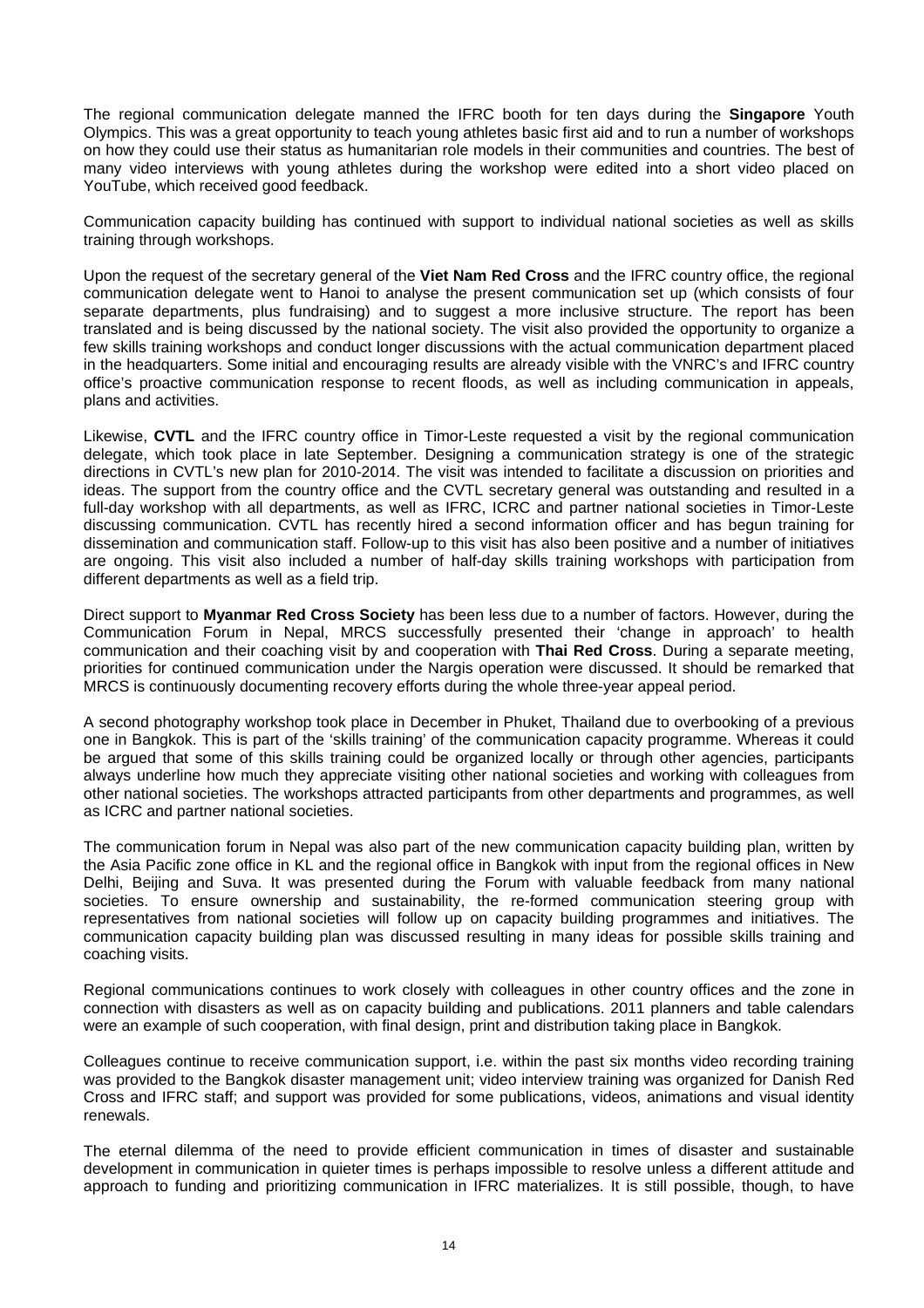The regional communication delegate manned the IFRC booth for ten days during the **Singapore** Youth Olympics. This was a great opportunity to teach young athletes basic first aid and to run a number of workshops on how they could use their status as humanitarian role models in their communities and countries. The best of many video interviews with young athletes during the workshop were edited into a short video placed on YouTube, which received good feedback.

Communication capacity building has continued with support to individual national societies as well as skills training through workshops.

Upon the request of the secretary general of the **Viet Nam Red Cross** and the IFRC country office, the regional communication delegate went to Hanoi to analyse the present communication set up (which consists of four separate departments, plus fundraising) and to suggest a more inclusive structure. The report has been translated and is being discussed by the national society. The visit also provided the opportunity to organize a few skills training workshops and conduct longer discussions with the actual communication department placed in the headquarters. Some initial and encouraging results are already visible with the VNRC's and IFRC country office's proactive communication response to recent floods, as well as including communication in appeals, plans and activities.

Likewise, **CVTL** and the IFRC country office in Timor-Leste requested a visit by the regional communication delegate, which took place in late September. Designing a communication strategy is one of the strategic directions in CVTL's new plan for 2010-2014. The visit was intended to facilitate a discussion on priorities and ideas. The support from the country office and the CVTL secretary general was outstanding and resulted in a full-day workshop with all departments, as well as IFRC, ICRC and partner national societies in Timor-Leste discussing communication. CVTL has recently hired a second information officer and has begun training for dissemination and communication staff. Follow-up to this visit has also been positive and a number of initiatives are ongoing. This visit also included a number of half-day skills training workshops with participation from different departments as well as a field trip.

Direct support to **Myanmar Red Cross Society** has been less due to a number of factors. However, during the Communication Forum in Nepal, MRCS successfully presented their 'change in approach' to health communication and their coaching visit by and cooperation with **Thai Red Cross**. During a separate meeting, priorities for continued communication under the Nargis operation were discussed. It should be remarked that MRCS is continuously documenting recovery efforts during the whole three-year appeal period.

A second photography workshop took place in December in Phuket, Thailand due to overbooking of a previous one in Bangkok. This is part of the 'skills training' of the communication capacity programme. Whereas it could be argued that some of this skills training could be organized locally or through other agencies, participants always underline how much they appreciate visiting other national societies and working with colleagues from other national societies. The workshops attracted participants from other departments and programmes, as well as ICRC and partner national societies.

The communication forum in Nepal was also part of the new communication capacity building plan, written by the Asia Pacific zone office in KL and the regional office in Bangkok with input from the regional offices in New Delhi, Beijing and Suva. It was presented during the Forum with valuable feedback from many national societies. To ensure ownership and sustainability, the re-formed communication steering group with representatives from national societies will follow up on capacity building programmes and initiatives. The communication capacity building plan was discussed resulting in many ideas for possible skills training and coaching visits.

Regional communications continues to work closely with colleagues in other country offices and the zone in connection with disasters as well as on capacity building and publications. 2011 planners and table calendars were an example of such cooperation, with final design, print and distribution taking place in Bangkok.

Colleagues continue to receive communication support, i.e. within the past six months video recording training was provided to the Bangkok disaster management unit; video interview training was organized for Danish Red Cross and IFRC staff; and support was provided for some publications, videos, animations and visual identity renewals.

The eternal dilemma of the need to provide efficient communication in times of disaster and sustainable development in communication in quieter times is perhaps impossible to resolve unless a different attitude and approach to funding and prioritizing communication in IFRC materializes. It is still possible, though, to have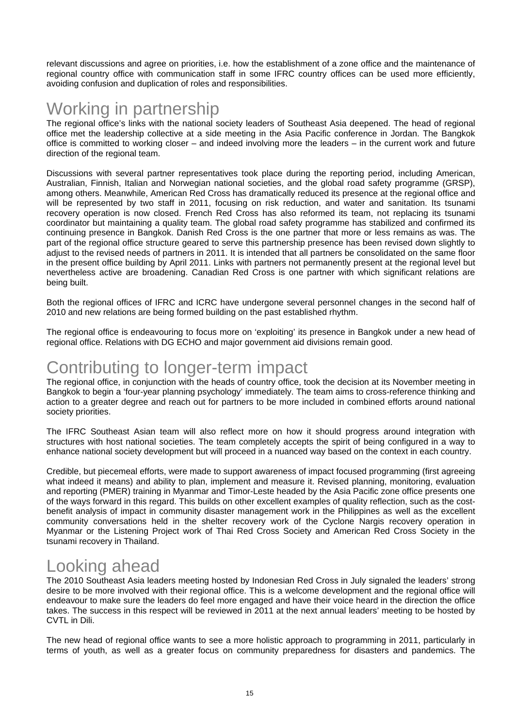relevant discussions and agree on priorities, i.e. how the establishment of a zone office and the maintenance of regional country office with communication staff in some IFRC country offices can be used more efficiently, avoiding confusion and duplication of roles and responsibilities.

# Working in partnership

The regional office's links with the national society leaders of Southeast Asia deepened. The head of regional office met the leadership collective at a side meeting in the Asia Pacific conference in Jordan. The Bangkok office is committed to working closer – and indeed involving more the leaders – in the current work and future direction of the regional team.

Discussions with several partner representatives took place during the reporting period, including American, Australian, Finnish, Italian and Norwegian national societies, and the global road safety programme (GRSP), among others. Meanwhile, American Red Cross has dramatically reduced its presence at the regional office and will be represented by two staff in 2011, focusing on risk reduction, and water and sanitation. Its tsunami recovery operation is now closed. French Red Cross has also reformed its team, not replacing its tsunami coordinator but maintaining a quality team. The global road safety programme has stabilized and confirmed its continuing presence in Bangkok. Danish Red Cross is the one partner that more or less remains as was. The part of the regional office structure geared to serve this partnership presence has been revised down slightly to adjust to the revised needs of partners in 2011. It is intended that all partners be consolidated on the same floor in the present office building by April 2011. Links with partners not permanently present at the regional level but nevertheless active are broadening. Canadian Red Cross is one partner with which significant relations are being built.

Both the regional offices of IFRC and ICRC have undergone several personnel changes in the second half of 2010 and new relations are being formed building on the past established rhythm.

The regional office is endeavouring to focus more on 'exploiting' its presence in Bangkok under a new head of regional office. Relations with DG ECHO and major government aid divisions remain good.

# Contributing to longer-term impact

The regional office, in conjunction with the heads of country office, took the decision at its November meeting in Bangkok to begin a 'four-year planning psychology' immediately. The team aims to cross-reference thinking and action to a greater degree and reach out for partners to be more included in combined efforts around national society priorities.

The IFRC Southeast Asian team will also reflect more on how it should progress around integration with structures with host national societies. The team completely accepts the spirit of being configured in a way to enhance national society development but will proceed in a nuanced way based on the context in each country.

Credible, but piecemeal efforts, were made to support awareness of impact focused programming (first agreeing what indeed it means) and ability to plan, implement and measure it. Revised planning, monitoring, evaluation and reporting (PMER) training in Myanmar and Timor-Leste headed by the Asia Pacific zone office presents one of the ways forward in this regard. This builds on other excellent examples of quality reflection, such as the cost-benefit analysis of impact in community disaster management work in the Philippines as well as the excellent community conversations held in the shelter recovery work of the Cyclone Nargis recovery operation in Myanmar or the Listening Project work of Thai Red Cross Society and American Red Cross Society in the tsunami recovery in Thailand.

# Looking ahead

The 2010 Southeast Asia leaders meeting hosted by Indonesian Red Cross in July signaled the leaders' strong desire to be more involved with their regional office. This is a welcome development and the regional office will endeavour to make sure the leaders do feel more engaged and have their voice heard in the direction the office takes. The success in this respect will be reviewed in 2011 at the next annual leaders' meeting to be hosted by CVTL in Dili.

The new head of regional office wants to see a more holistic approach to programming in 2011, particularly in terms of youth, as well as a greater focus on community preparedness for disasters and pandemics. The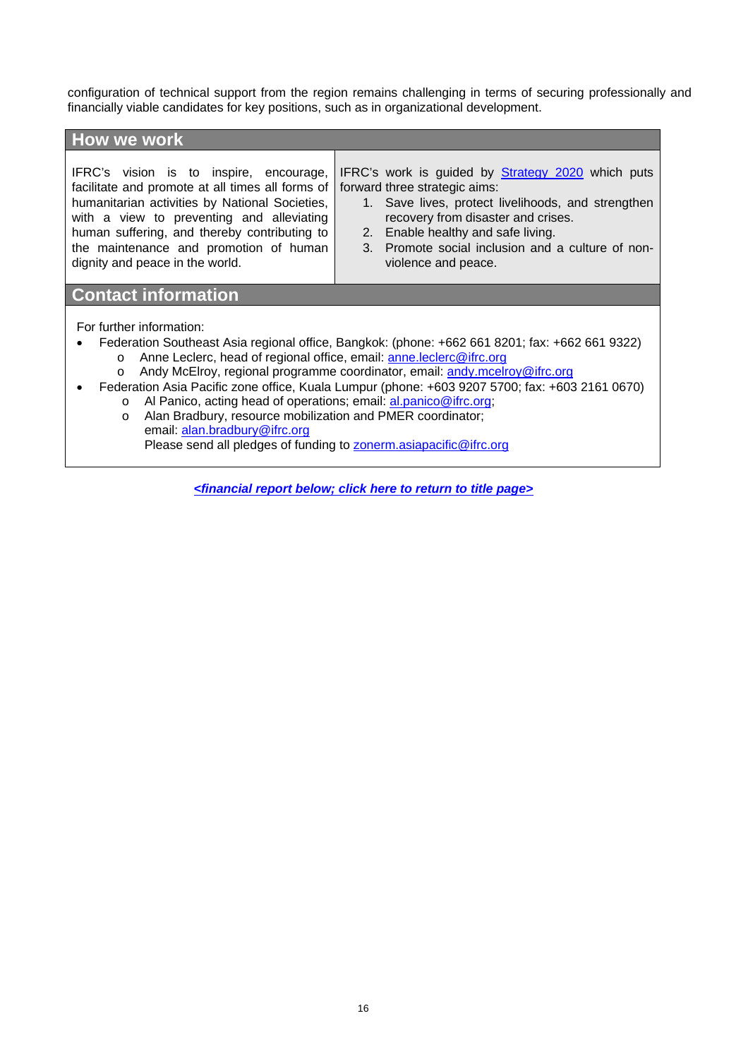configuration of technical support from the region remains challenging in terms of securing professionally and financially viable candidates for key positions, such as in organizational development.

## How we work

IFRC's vision is to inspire, encourage, facilitate and promote at all times all forms of humanitarian activities by National Societies, with a view to preventing and alleviating human suffering, and thereby contributing to the maintenance and promotion of human dignity and peace in the world.

IFRC's work is guided by Strategy 2020 which puts forward three strategic aims:

1. Save lives, protect livelihoods, and strengthen recovery from disaster and crises.
2. Enable healthy and safe living.
3. Promote social inclusion and a culture of non-violence and peace.

## Contact information

For further information:

- Federation Southeast Asia regional office, Bangkok: (phone: +662 661 8201; fax: +662 661 9322)
  - Anne Leclerc, head of regional office, email: anne.leclerc@ifrc.org
  - Andy McElroy, regional programme coordinator, email: andy.mcelroy@ifrc.org
- Federation Asia Pacific zone office, Kuala Lumpur (phone: +603 9207 5700; fax: +603 2161 0670)
  - Al Panico, acting head of operations; email: al.panico@ifrc.org;
  - Alan Bradbury, resource mobilization and PMER coordinator; email: alan.bradbury@ifrc.org
    Please send all pledges of funding to zonerm.asiapacific@ifrc.org

***<financial report below; click here to return to title page>***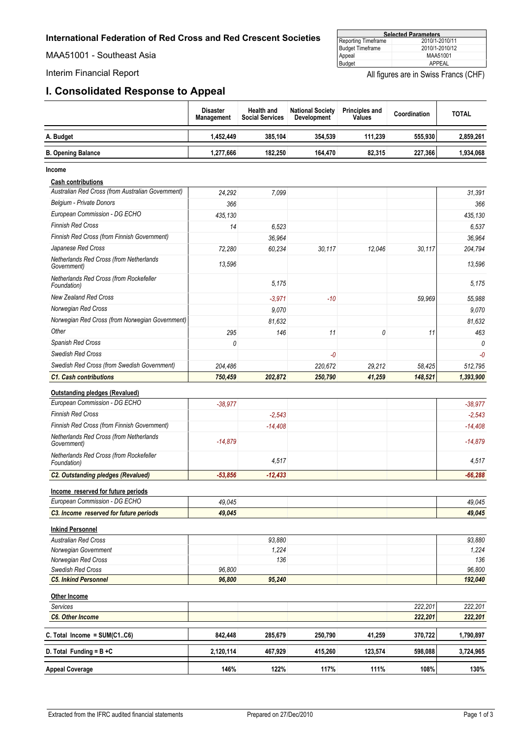International Federation of Red Cross and Red Crescent Societies

MAA51001 - Southeast Asia

Interim Financial Report

| Selected Parameters | |
|---|---|
| Reporting Timeframe | 2010/1-2010/11 |
| Budget Timeframe | 2010/1-2010/12 |
| Appeal | MAA51001 |
| Budget | APPEAL |

All figures are in Swiss Francs (CHF)

# I. Consolidated Response to Appeal

| | Disaster Management | Health and Social Services | National Society Development | Principles and Values | Coordination | TOTAL |
|---|---|---|---|---|---|---|
| **A. Budget** | **1,452,449** | **385,104** | **354,539** | **111,239** | **555,930** | **2,859,261** |
| **B. Opening Balance** | **1,277,666** | **182,250** | **164,470** | **82,315** | **227,366** | **1,934,068** |
| **Income** | | | | | | |
| **Cash contributions** | | | | | | |
| *Australian Red Cross (from Australian Government)* | *24,292* | *7,099* | | | | *31,391* |
| *Belgium - Private Donors* | *366* | | | | | *366* |
| *European Commission - DG ECHO* | *435,130* | | | | | *435,130* |
| *Finnish Red Cross* | *14* | *6,523* | | | | *6,537* |
| *Finnish Red Cross (from Finnish Government)* | | *36,964* | | | | *36,964* |
| *Japanese Red Cross* | *72,280* | *60,234* | *30,117* | *12,046* | *30,117* | *204,794* |
| *Netherlands Red Cross (from Netherlands Government)* | *13,596* | | | | | *13,596* |
| *Netherlands Red Cross (from Rockefeller Foundation)* | | *5,175* | | | | *5,175* |
| *New Zealand Red Cross* | | *-3,971* | *-10* | | *59,969* | *55,988* |
| *Norwegian Red Cross* | | *9,070* | | | | *9,070* |
| *Norwegian Red Cross (from Norwegian Government)* | | *81,632* | | | | *81,632* |
| *Other* | *295* | *146* | *11* | *0* | *11* | *463* |
| *Spanish Red Cross* | *0* | | | | | *0* |
| *Swedish Red Cross* | | | *-0* | | | *-0* |
| *Swedish Red Cross (from Swedish Government)* | *204,486* | | *220,672* | *29,212* | *58,425* | *512,795* |
| ***C1. Cash contributions*** | ***750,459*** | ***202,872*** | ***250,790*** | ***41,259*** | ***148,521*** | ***1,393,900*** |
| **Outstanding pledges (Revalued)** | | | | | | |
| *European Commission - DG ECHO* | *-38,977* | | | | | *-38,977* |
| *Finnish Red Cross* | | *-2,543* | | | | *-2,543* |
| *Finnish Red Cross (from Finnish Government)* | | *-14,408* | | | | *-14,408* |
| *Netherlands Red Cross (from Netherlands Government)* | *-14,879* | | | | | *-14,879* |
| *Netherlands Red Cross (from Rockefeller Foundation)* | | *4,517* | | | | *4,517* |
| ***C2. Outstanding pledges (Revalued)*** | ***-53,856*** | ***-12,433*** | | | | ***-66,288*** |
| **Income reserved for future periods** | | | | | | |
| *European Commission - DG ECHO* | *49,045* | | | | | *49,045* |
| ***C3. Income reserved for future periods*** | ***49,045*** | | | | | ***49,045*** |
| **Inkind Personnel** | | | | | | |
| *Australian Red Cross* | | *93,880* | | | | *93,880* |
| *Norwegian Government* | | *1,224* | | | | *1,224* |
| *Norwegian Red Cross* | | *136* | | | | *136* |
| *Swedish Red Cross* | *96,800* | | | | | *96,800* |
| ***C5. Inkind Personnel*** | ***96,800*** | ***95,240*** | | | | ***192,040*** |
| **Other Income** | | | | | | |
| *Services* | | | | | *222,201* | *222,201* |
| ***C6. Other Income*** | | | | | ***222,201*** | ***222,201*** |
| **C. Total Income = SUM(C1..C6)** | **842,448** | **285,679** | **250,790** | **41,259** | **370,722** | **1,790,897** |
| **D. Total Funding = B +C** | **2,120,114** | **467,929** | **415,260** | **123,574** | **598,088** | **3,724,965** |
| **Appeal Coverage** | **146%** | **122%** | **117%** | **111%** | **108%** | **130%** |

Extracted from the IFRC audited financial statements

Prepared on 27/Dec/2010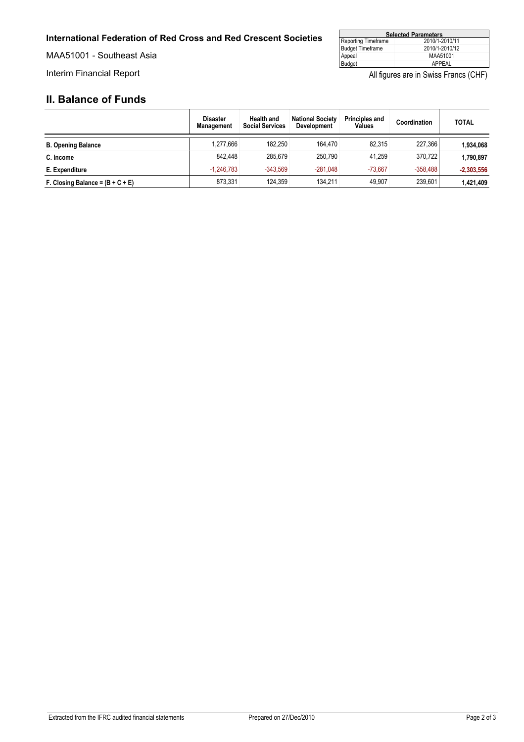**International Federation of Red Cross and Red Crescent Societies**

MAA51001 - Southeast Asia

Interim Financial Report

| Selected Parameters | |
|---|---|
| Reporting Timeframe | 2010/1-2010/11 |
| Budget Timeframe | 2010/1-2010/12 |
| Appeal | MAA51001 |
| Budget | APPEAL |

All figures are in Swiss Francs (CHF)

## II. Balance of Funds

| | Disaster Management | Health and Social Services | National Society Development | Principles and Values | Coordination | TOTAL |
|---|---|---|---|---|---|---|
| **B. Opening Balance** | 1,277,666 | 182,250 | 164,470 | 82,315 | 227,366 | **1,934,068** |
| **C. Income** | 842,448 | 285,679 | 250,790 | 41,259 | 370,722 | **1,790,897** |
| **E. Expenditure** | -1,246,783 | -343,569 | -281,048 | -73,667 | -358,488 | **-2,303,556** |
| **F. Closing Balance = (B + C + E)** | 873,331 | 124,359 | 134,211 | 49,907 | 239,601 | **1,421,409** |

Extracted from the IFRC audited financial statements

Prepared on 27/Dec/2010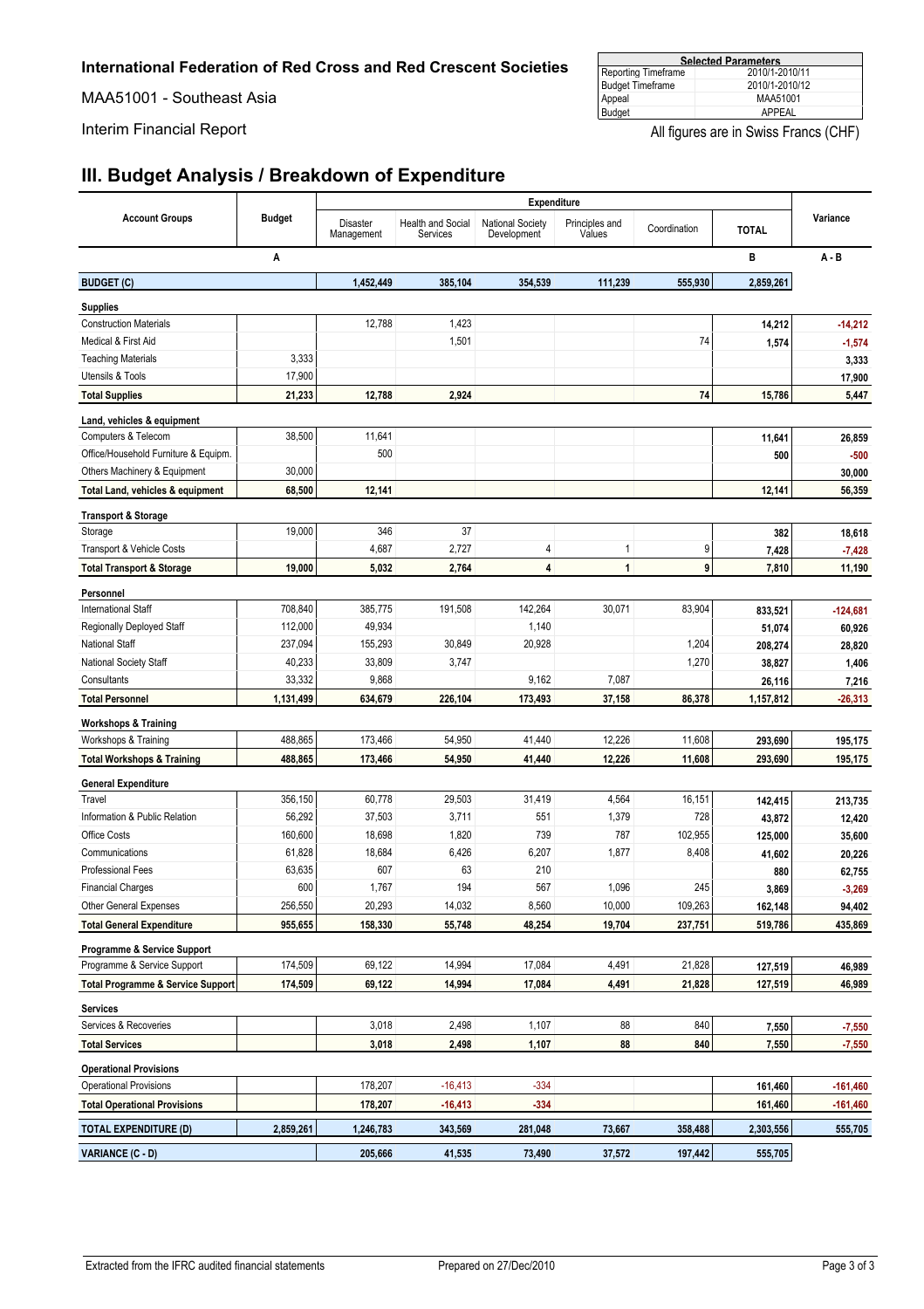**International Federation of Red Cross and Red Crescent Societies**

MAA51001 - Southeast Asia

Interim Financial Report

| Selected Parameters | |
|---|---|
| Reporting Timeframe | 2010/1-2010/11 |
| Budget Timeframe | 2010/1-2010/12 |
| Appeal | MAA51001 |
| Budget | APPEAL |

All figures are in Swiss Francs (CHF)

## III. Budget Analysis / Breakdown of Expenditure

| Account Groups | Budget | Expenditure | | | | | | Variance |
|---|---|---|---|---|---|---|---|---|
| | | Disaster Management | Health and Social Services | National Society Development | Principles and Values | Coordination | TOTAL | |
| | A | | | | | | B | A - B |
| **BUDGET (C)** | | **1,452,449** | **385,104** | **354,539** | **111,239** | **555,930** | **2,859,261** | |
| **Supplies** | | | | | | | | |
| Construction Materials | | 12,788 | 1,423 | | | | 14,212 | -14,212 |
| Medical & First Aid | | | 1,501 | | | 74 | 1,574 | -1,574 |
| Teaching Materials | 3,333 | | | | | | | 3,333 |
| Utensils & Tools | 17,900 | | | | | | | 17,900 |
| **Total Supplies** | **21,233** | **12,788** | **2,924** | | | **74** | **15,786** | **5,447** |
| **Land, vehicles & equipment** | | | | | | | | |
| Computers & Telecom | 38,500 | 11,641 | | | | | 11,641 | 26,859 |
| Office/Household Furniture & Equipm. | | 500 | | | | | 500 | -500 |
| Others Machinery & Equipment | 30,000 | | | | | | | 30,000 |
| **Total Land, vehicles & equipment** | **68,500** | **12,141** | | | | | **12,141** | **56,359** |
| **Transport & Storage** | | | | | | | | |
| Storage | 19,000 | 346 | 37 | | | | 382 | 18,618 |
| Transport & Vehicle Costs | | 4,687 | 2,727 | 4 | 1 | 9 | 7,428 | -7,428 |
| **Total Transport & Storage** | **19,000** | **5,032** | **2,764** | **4** | **1** | **9** | **7,810** | **11,190** |
| **Personnel** | | | | | | | | |
| International Staff | 708,840 | 385,775 | 191,508 | 142,264 | 30,071 | 83,904 | 833,521 | -124,681 |
| Regionally Deployed Staff | 112,000 | 49,934 | | 1,140 | | | 51,074 | 60,926 |
| National Staff | 237,094 | 155,293 | 30,849 | 20,928 | | 1,204 | 208,274 | 28,820 |
| National Society Staff | 40,233 | 33,809 | 3,747 | | | 1,270 | 38,827 | 1,406 |
| Consultants | 33,332 | 9,868 | | 9,162 | 7,087 | | 26,116 | 7,216 |
| **Total Personnel** | **1,131,499** | **634,679** | **226,104** | **173,493** | **37,158** | **86,378** | **1,157,812** | **-26,313** |
| **Workshops & Training** | | | | | | | | |
| Workshops & Training | 488,865 | 173,466 | 54,950 | 41,440 | 12,226 | 11,608 | 293,690 | 195,175 |
| **Total Workshops & Training** | **488,865** | **173,466** | **54,950** | **41,440** | **12,226** | **11,608** | **293,690** | **195,175** |
| **General Expenditure** | | | | | | | | |
| Travel | 356,150 | 60,778 | 29,503 | 31,419 | 4,564 | 16,151 | 142,415 | 213,735 |
| Information & Public Relation | 56,292 | 37,503 | 3,711 | 551 | 1,379 | 728 | 43,872 | 12,420 |
| Office Costs | 160,600 | 18,698 | 1,820 | 739 | 787 | 102,955 | 125,000 | 35,600 |
| Communications | 61,828 | 18,684 | 6,426 | 6,207 | 1,877 | 8,408 | 41,602 | 20,226 |
| Professional Fees | 63,635 | 607 | 63 | 210 | | | 880 | 62,755 |
| Financial Charges | 600 | 1,767 | 194 | 567 | 1,096 | 245 | 3,869 | -3,269 |
| Other General Expenses | 256,550 | 20,293 | 14,032 | 8,560 | 10,000 | 109,263 | 162,148 | 94,402 |
| **Total General Expenditure** | **955,655** | **158,330** | **55,748** | **48,254** | **19,704** | **237,751** | **519,786** | **435,869** |
| **Programme & Service Support** | | | | | | | | |
| Programme & Service Support | 174,509 | 69,122 | 14,994 | 17,084 | 4,491 | 21,828 | 127,519 | 46,989 |
| **Total Programme & Service Support** | **174,509** | **69,122** | **14,994** | **17,084** | **4,491** | **21,828** | **127,519** | **46,989** |
| **Services** | | | | | | | | |
| Services & Recoveries | | 3,018 | 2,498 | 1,107 | 88 | 840 | 7,550 | -7,550 |
| **Total Services** | | **3,018** | **2,498** | **1,107** | **88** | **840** | **7,550** | **-7,550** |
| **Operational Provisions** | | | | | | | | |
| Operational Provisions | | 178,207 | -16,413 | -334 | | | 161,460 | -161,460 |
| **Total Operational Provisions** | | **178,207** | **-16,413** | **-334** | | | **161,460** | **-161,460** |
| **TOTAL EXPENDITURE (D)** | **2,859,261** | **1,246,783** | **343,569** | **281,048** | **73,667** | **358,488** | **2,303,556** | **555,705** |
| **VARIANCE (C - D)** | | **205,666** | **41,535** | **73,490** | **37,572** | **197,442** | **555,705** | |

Extracted from the IFRC audited financial statements — Prepared on 27/Dec/2010